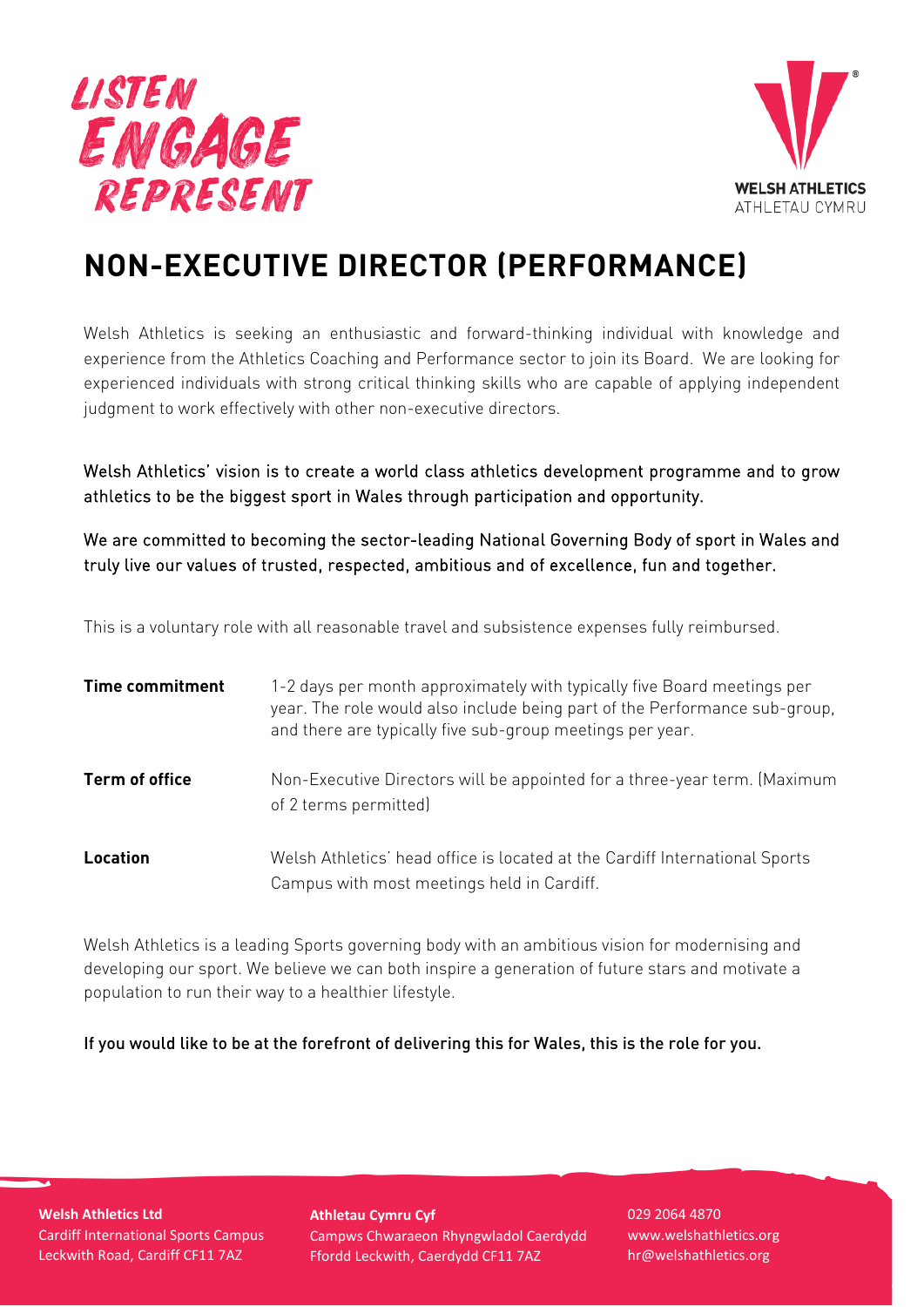LISTEN
ENGAGE
REPRESENT

WELSH ATHLETICS
ATHLETAU CYMRU

# NON-EXECUTIVE DIRECTOR (PERFORMANCE)

Welsh Athletics is seeking an enthusiastic and forward-thinking individual with knowledge and experience from the Athletics Coaching and Performance sector to join its Board. We are looking for experienced individuals with strong critical thinking skills who are capable of applying independent judgment to work effectively with other non-executive directors.

Welsh Athletics' vision is to create a world class athletics development programme and to grow athletics to be the biggest sport in Wales through participation and opportunity.

We are committed to becoming the sector-leading National Governing Body of sport in Wales and truly live our values of trusted, respected, ambitious and of excellence, fun and together.

This is a voluntary role with all reasonable travel and subsistence expenses fully reimbursed.

| | |
|---|---|
| **Time commitment** | 1-2 days per month approximately with typically five Board meetings per year. The role would also include being part of the Performance sub-group, and there are typically five sub-group meetings per year. |
| **Term of office** | Non-Executive Directors will be appointed for a three-year term. (Maximum of 2 terms permitted) |
| **Location** | Welsh Athletics' head office is located at the Cardiff International Sports Campus with most meetings held in Cardiff. |

Welsh Athletics is a leading Sports governing body with an ambitious vision for modernising and developing our sport. We believe we can both inspire a generation of future stars and motivate a population to run their way to a healthier lifestyle.

If you would like to be at the forefront of delivering this for Wales, this is the role for you.

**Welsh Athletics Ltd**
Cardiff International Sports Campus
Leckwith Road, Cardiff CF11 7AZ

**Athletau Cymru Cyf**
Campws Chwaraeon Rhyngwladol Caerdydd
Ffordd Leckwith, Caerdydd CF11 7AZ

029 2064 4870
www.welshathletics.org
hr@welshathletics.org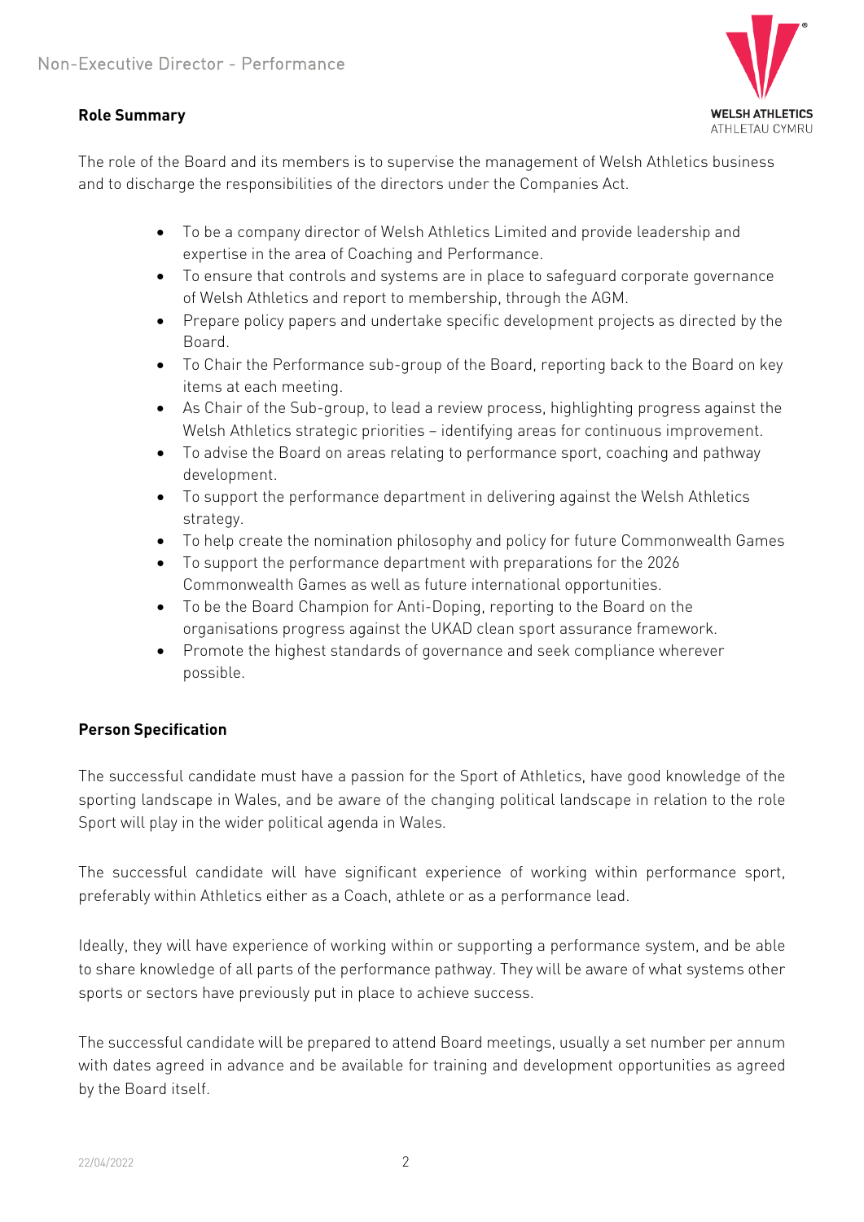# Non-Executive Director - Performance

## Role Summary

The role of the Board and its members is to supervise the management of Welsh Athletics business and to discharge the responsibilities of the directors under the Companies Act.

- To be a company director of Welsh Athletics Limited and provide leadership and expertise in the area of Coaching and Performance.
- To ensure that controls and systems are in place to safeguard corporate governance of Welsh Athletics and report to membership, through the AGM.
- Prepare policy papers and undertake specific development projects as directed by the Board.
- To Chair the Performance sub-group of the Board, reporting back to the Board on key items at each meeting.
- As Chair of the Sub-group, to lead a review process, highlighting progress against the Welsh Athletics strategic priorities – identifying areas for continuous improvement.
- To advise the Board on areas relating to performance sport, coaching and pathway development.
- To support the performance department in delivering against the Welsh Athletics strategy.
- To help create the nomination philosophy and policy for future Commonwealth Games
- To support the performance department with preparations for the 2026 Commonwealth Games as well as future international opportunities.
- To be the Board Champion for Anti-Doping, reporting to the Board on the organisations progress against the UKAD clean sport assurance framework.
- Promote the highest standards of governance and seek compliance wherever possible.

## Person Specification

The successful candidate must have a passion for the Sport of Athletics, have good knowledge of the sporting landscape in Wales, and be aware of the changing political landscape in relation to the role Sport will play in the wider political agenda in Wales.

The successful candidate will have significant experience of working within performance sport, preferably within Athletics either as a Coach, athlete or as a performance lead.

Ideally, they will have experience of working within or supporting a performance system, and be able to share knowledge of all parts of the performance pathway. They will be aware of what systems other sports or sectors have previously put in place to achieve success.

The successful candidate will be prepared to attend Board meetings, usually a set number per annum with dates agreed in advance and be available for training and development opportunities as agreed by the Board itself.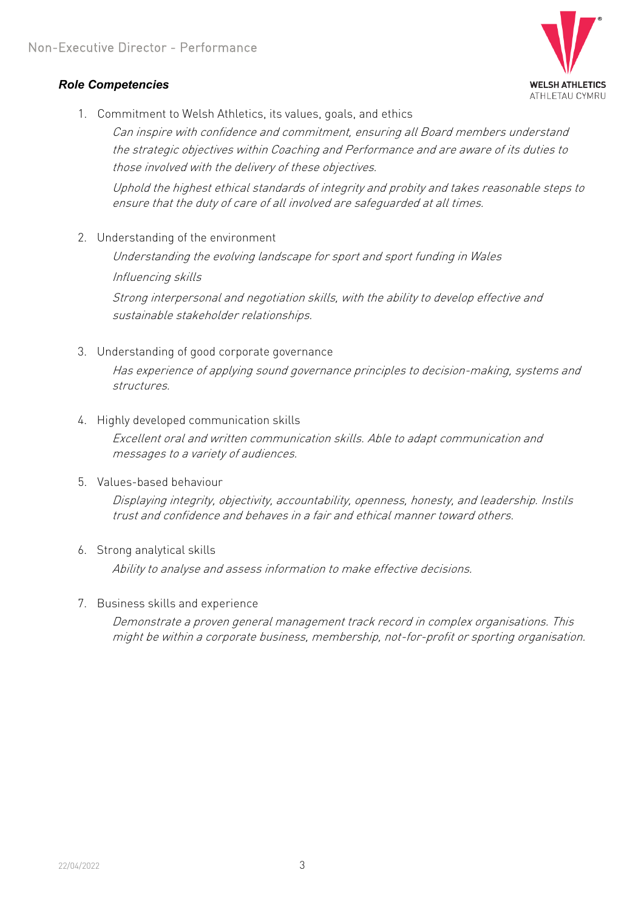***Role Competencies***

1. Commitment to Welsh Athletics, its values, goals, and ethics

   *Can inspire with confidence and commitment, ensuring all Board members understand the strategic objectives within Coaching and Performance and are aware of its duties to those involved with the delivery of these objectives.*

   *Uphold the highest ethical standards of integrity and probity and takes reasonable steps to ensure that the duty of care of all involved are safeguarded at all times.*

2. Understanding of the environment

   *Understanding the evolving landscape for sport and sport funding in Wales*

   *Influencing skills*

   *Strong interpersonal and negotiation skills, with the ability to develop effective and sustainable stakeholder relationships.*

3. Understanding of good corporate governance

   *Has experience of applying sound governance principles to decision-making, systems and structures.*

4. Highly developed communication skills

   *Excellent oral and written communication skills. Able to adapt communication and messages to a variety of audiences.*

5. Values-based behaviour

   *Displaying integrity, objectivity, accountability, openness, honesty, and leadership. Instils trust and confidence and behaves in a fair and ethical manner toward others.*

6. Strong analytical skills

   *Ability to analyse and assess information to make effective decisions.*

7. Business skills and experience

   *Demonstrate a proven general management track record in complex organisations. This might be within a corporate business, membership, not-for-profit or sporting organisation.*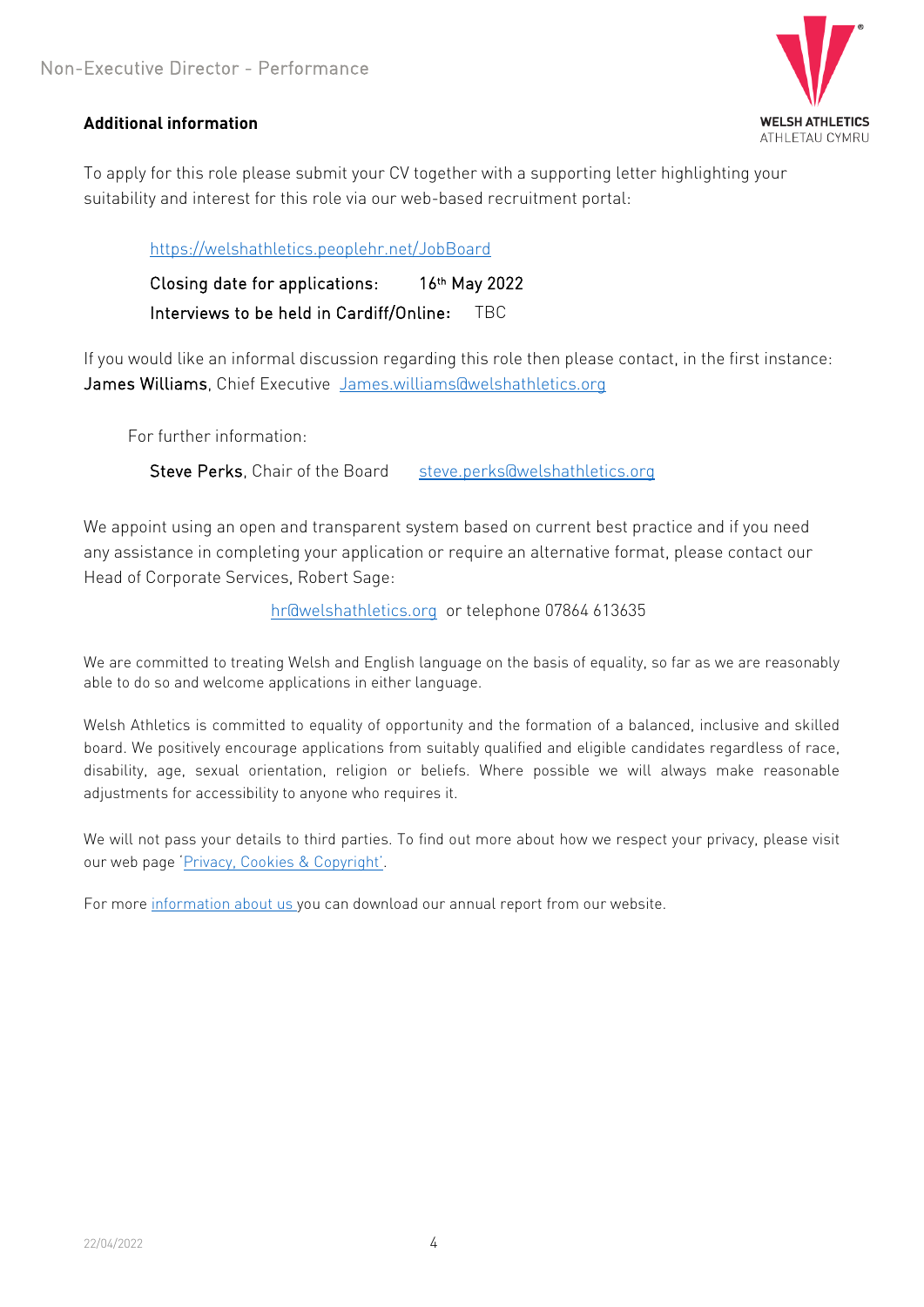**Additional information**

To apply for this role please submit your CV together with a supporting letter highlighting your suitability and interest for this role via our web-based recruitment portal:

https://welshathletics.peoplehr.net/JobBoard

Closing date for applications: 16th May 2022

Interviews to be held in Cardiff/Online: TBC

If you would like an informal discussion regarding this role then please contact, in the first instance: **James Williams**, Chief Executive James.williams@welshathletics.org

For further information:

**Steve Perks**, Chair of the Board steve.perks@welshathletics.org

We appoint using an open and transparent system based on current best practice and if you need any assistance in completing your application or require an alternative format, please contact our Head of Corporate Services, Robert Sage:

hr@welshathletics.org or telephone 07864 613635

We are committed to treating Welsh and English language on the basis of equality, so far as we are reasonably able to do so and welcome applications in either language.

Welsh Athletics is committed to equality of opportunity and the formation of a balanced, inclusive and skilled board. We positively encourage applications from suitably qualified and eligible candidates regardless of race, disability, age, sexual orientation, religion or beliefs. Where possible we will always make reasonable adjustments for accessibility to anyone who requires it.

We will not pass your details to third parties. To find out more about how we respect your privacy, please visit our web page 'Privacy, Cookies & Copyright'.

For more information about us you can download our annual report from our website.